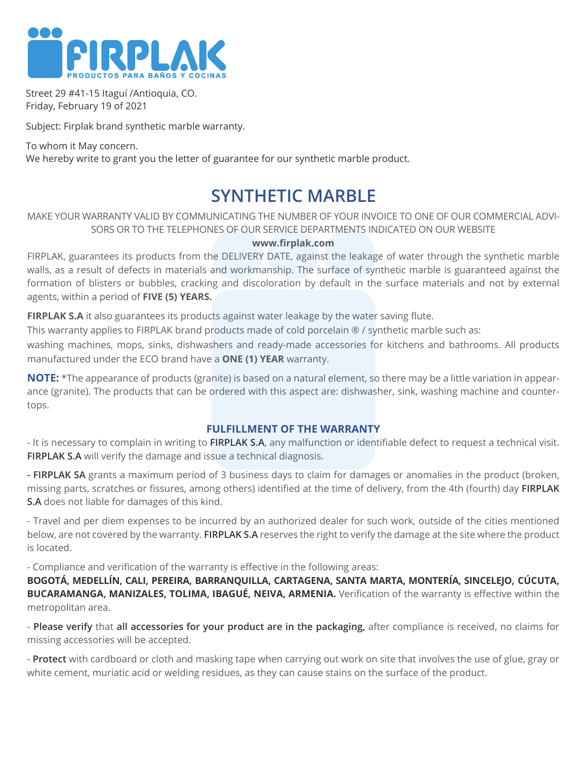**FIRPLAK**
PRODUCTOS PARA BAÑOS Y COCINAS

Street 29 #41-15 Itaguí /Antioquia, CO.
Friday, February 19 of 2021

Subject: Firplak brand synthetic marble warranty.

To whom it May concern.
We hereby write to grant you the letter of guarantee for our synthetic marble product.

# SYNTHETIC MARBLE

MAKE YOUR WARRANTY VALID BY COMMUNICATING THE NUMBER OF YOUR INVOICE TO ONE OF OUR COMMERCIAL ADVISORS OR TO THE TELEPHONES OF OUR SERVICE DEPARTMENTS INDICATED ON OUR WEBSITE

**www.firplak.com**

FIRPLAK, guarantees its products from the DELIVERY DATE, against the leakage of water through the synthetic marble walls, as a result of defects in materials and workmanship. The surface of synthetic marble is guaranteed against the formation of blisters or bubbles, cracking and discoloration by default in the surface materials and not by external agents, within a period of **FIVE (5) YEARS.**

**FIRPLAK S.A** it also guarantees its products against water leakage by the water saving flute.

This warranty applies to FIRPLAK brand products made of cold porcelain ® / synthetic marble such as:

washing machines, mops, sinks, dishwashers and ready-made accessories for kitchens and bathrooms. All products manufactured under the ECO brand have a **ONE (1) YEAR** warranty.

**NOTE:** *The appearance of products (granite) is based on a natural element, so there may be a little variation in appearance (granite). The products that can be ordered with this aspect are: dishwasher, sink, washing machine and countertops.

## FULFILLMENT OF THE WARRANTY

- It is necessary to complain in writing to **FIRPLAK S.A**, any malfunction or identifiable defect to request a technical visit. **FIRPLAK S.A** will verify the damage and issue a technical diagnosis.

- **FIRPLAK SA** grants a maximum period of 3 business days to claim for damages or anomalies in the product (broken, missing parts, scratches or fissures, among others) identified at the time of delivery, from the 4th (fourth) day **FIRPLAK S.A** does not liable for damages of this kind.

- Travel and per diem expenses to be incurred by an authorized dealer for such work, outside of the cities mentioned below, are not covered by the warranty. **FIRPLAK S.A** reserves the right to verify the damage at the site where the product is located.

- Compliance and verification of the warranty is effective in the following areas:
**BOGOTÁ, MEDELLÍN, CALI, PEREIRA, BARRANQUILLA, CARTAGENA, SANTA MARTA, MONTERÍA, SINCELEJO, CÚCUTA, BUCARAMANGA, MANIZALES, TOLIMA, IBAGUÉ, NEIVA, ARMENIA.** Verification of the warranty is effective within the metropolitan area.

- **Please verify** that **all accessories for your product are in the packaging**, after compliance is received, no claims for missing accessories will be accepted.

- **Protect** with cardboard or cloth and masking tape when carrying out work on site that involves the use of glue, gray or white cement, muriatic acid or welding residues, as they can cause stains on the surface of the product.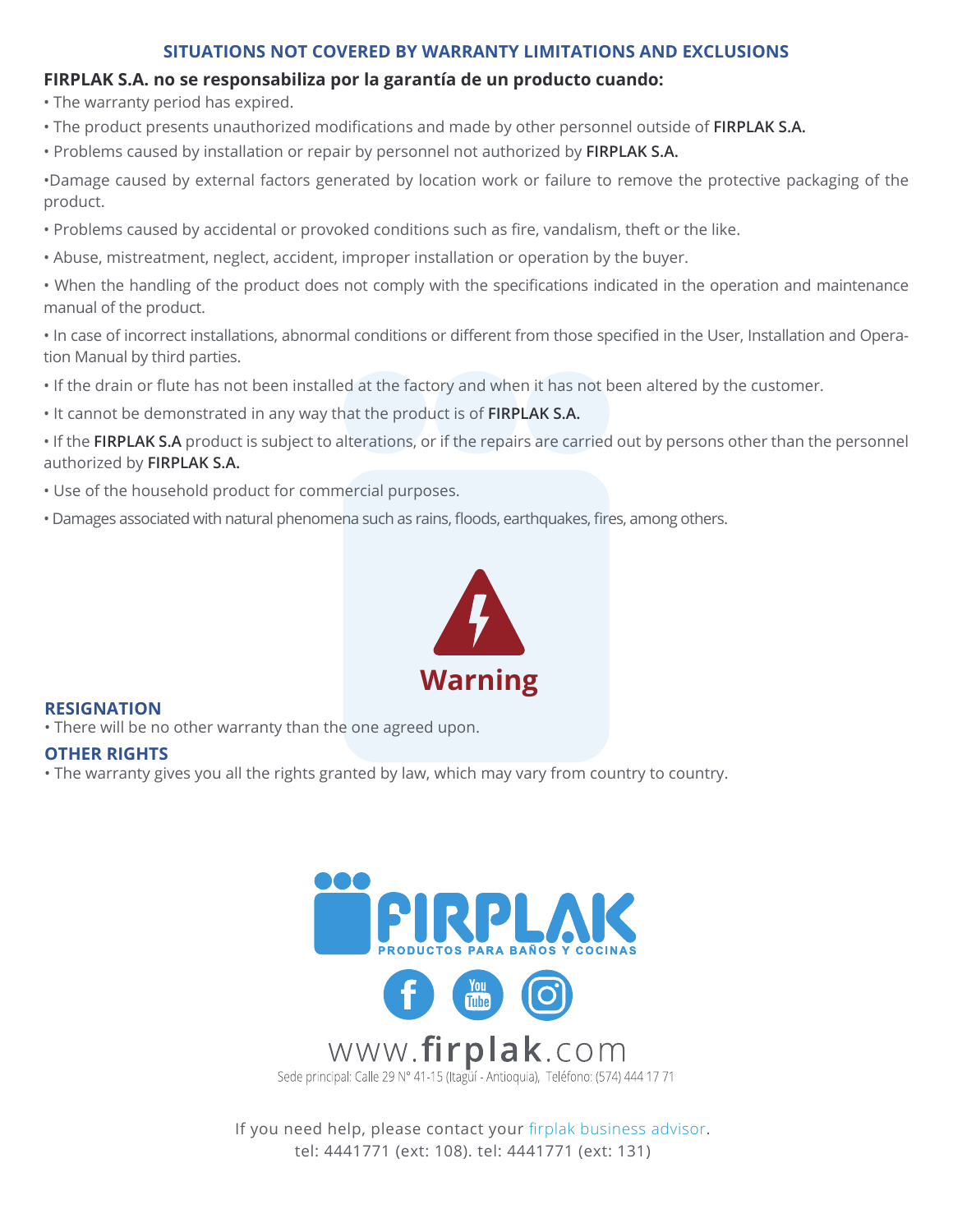## SITUATIONS NOT COVERED BY WARRANTY LIMITATIONS AND EXCLUSIONS

**FIRPLAK S.A. no se responsabiliza por la garantía de un producto cuando:**

- The warranty period has expired.
- The product presents unauthorized modifications and made by other personnel outside of **FIRPLAK S.A.**
- Problems caused by installation or repair by personnel not authorized by **FIRPLAK S.A.**
- Damage caused by external factors generated by location work or failure to remove the protective packaging of the product.
- Problems caused by accidental or provoked conditions such as fire, vandalism, theft or the like.
- Abuse, mistreatment, neglect, accident, improper installation or operation by the buyer.
- When the handling of the product does not comply with the specifications indicated in the operation and maintenance manual of the product.
- In case of incorrect installations, abnormal conditions or different from those specified in the User, Installation and Operation Manual by third parties.
- If the drain or flute has not been installed at the factory and when it has not been altered by the customer.
- It cannot be demonstrated in any way that the product is of **FIRPLAK S.A.**
- If the **FIRPLAK S.A** product is subject to alterations, or if the repairs are carried out by persons other than the personnel authorized by **FIRPLAK S.A.**
- Use of the household product for commercial purposes.
- Damages associated with natural phenomena such as rains, floods, earthquakes, fires, among others.

**Warning**

### RESIGNATION

- There will be no other warranty than the one agreed upon.

### OTHER RIGHTS

- The warranty gives you all the rights granted by law, which may vary from country to country.

FIRPLAK
PRODUCTOS PARA BAÑOS Y COCINAS

www.firplak.com

Sede principal: Calle 29 N° 41-15 (Itagüí - Antioquia), Teléfono: (574) 444 17 71

If you need help, please contact your firplak business advisor.
tel: 4441771 (ext: 108). tel: 4441771 (ext: 131)